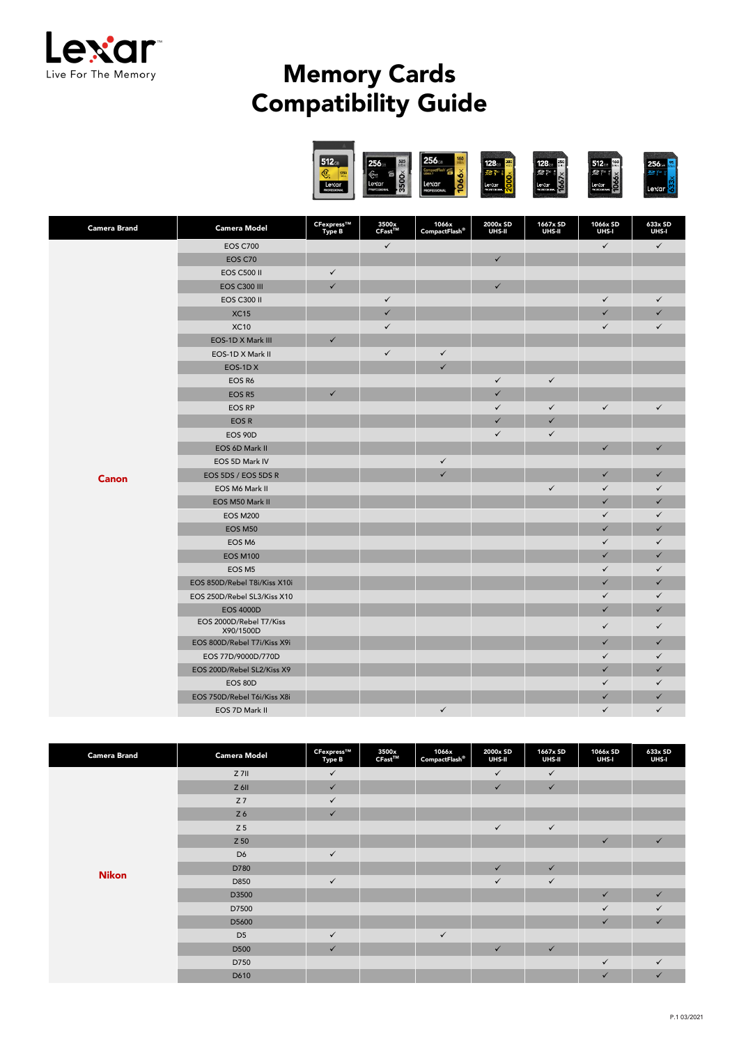Lexar
Live For The Memory

# Memory Cards Compatibility Guide

| Camera Brand | Camera Model | CFexpress™ Type B | 3500x CFast™ | 1066x CompactFlash® | 2000x SD UHS-II | 1667x SD UHS-II | 1066x SD UHS-I | 633x SD UHS-I |
|---|---|---|---|---|---|---|---|---|
| Canon | EOS C700 | | ✓ | | | | ✓ | ✓ |
| | EOS C70 | | | | ✓ | | | |
| | EOS C500 II | ✓ | | | | | | |
| | EOS C300 III | ✓ | | | ✓ | | | |
| | EOS C300 II | | ✓ | | | | ✓ | ✓ |
| | XC15 | | ✓ | | | | ✓ | ✓ |
| | XC10 | | ✓ | | | | ✓ | ✓ |
| | EOS-1D X Mark III | ✓ | | | | | | |
| | EOS-1D X Mark II | | ✓ | ✓ | | | | |
| | EOS-1D X | | | ✓ | | | | |
| | EOS R6 | | | | ✓ | ✓ | | |
| | EOS R5 | ✓ | | | ✓ | | | |
| | EOS RP | | | | ✓ | ✓ | ✓ | ✓ |
| | EOS R | | | | ✓ | ✓ | | |
| | EOS 90D | | | | ✓ | ✓ | | |
| | EOS 6D Mark II | | | | | | ✓ | ✓ |
| | EOS 5D Mark IV | | | ✓ | | | | |
| | EOS 5DS / EOS 5DS R | | | ✓ | | | ✓ | ✓ |
| | EOS M6 Mark II | | | | | ✓ | ✓ | ✓ |
| | EOS M50 Mark II | | | | | | ✓ | ✓ |
| | EOS M200 | | | | | | ✓ | ✓ |
| | EOS M50 | | | | | | ✓ | ✓ |
| | EOS M6 | | | | | | ✓ | ✓ |
| | EOS M100 | | | | | | ✓ | ✓ |
| | EOS M5 | | | | | | ✓ | ✓ |
| | EOS 850D/Rebel T8i/Kiss X10i | | | | | | ✓ | ✓ |
| | EOS 250D/Rebel SL3/Kiss X10 | | | | | | ✓ | ✓ |
| | EOS 4000D | | | | | | ✓ | ✓ |
| | EOS 2000D/Rebel T7/Kiss X90/1500D | | | | | | ✓ | ✓ |
| | EOS 800D/Rebel T7i/Kiss X9i | | | | | | ✓ | ✓ |
| | EOS 77D/9000D/770D | | | | | | ✓ | ✓ |
| | EOS 200D/Rebel SL2/Kiss X9 | | | | | | ✓ | ✓ |
| | EOS 80D | | | | | | ✓ | ✓ |
| | EOS 750D/Rebel T6i/Kiss X8i | | | | | | ✓ | ✓ |
| | EOS 7D Mark II | | | ✓ | | | ✓ | ✓ |

| Camera Brand | Camera Model | CFexpress™ Type B | 3500x CFast™ | 1066x CompactFlash® | 2000x SD UHS-II | 1667x SD UHS-II | 1066x SD UHS-I | 633x SD UHS-I |
|---|---|---|---|---|---|---|---|---|
| Nikon | Z 7II | ✓ | | | ✓ | ✓ | | |
| | Z 6II | ✓ | | | ✓ | ✓ | | |
| | Z 7 | ✓ | | | | | | |
| | Z 6 | ✓ | | | | | | |
| | Z 5 | | | | ✓ | ✓ | | |
| | Z 50 | | | | | | ✓ | ✓ |
| | D6 | ✓ | | | | | | |
| | D780 | | | | ✓ | ✓ | | |
| | D850 | ✓ | | | ✓ | ✓ | | |
| | D3500 | | | | | | ✓ | ✓ |
| | D7500 | | | | | | ✓ | ✓ |
| | D5600 | | | | | | ✓ | ✓ |
| | D5 | ✓ | | ✓ | | | | |
| | D500 | ✓ | | | ✓ | ✓ | | |
| | D750 | | | | | | ✓ | ✓ |
| | D610 | | | | | | ✓ | ✓ |

P.1 03/2021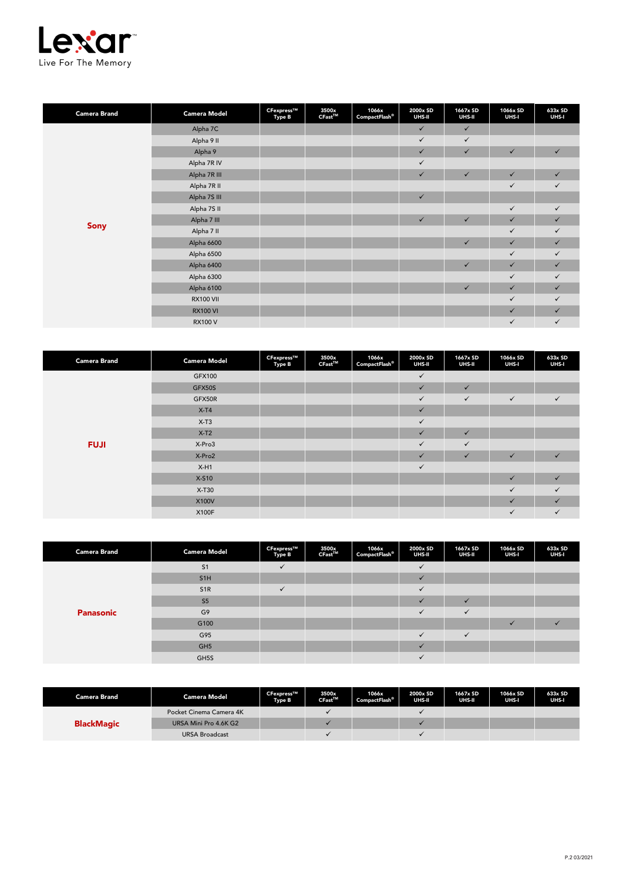| Camera Brand | Camera Model | CFexpress™ Type B | 3500x CFast™ | 1066x CompactFlash® | 2000x SD UHS-II | 1667x SD UHS-II | 1066x SD UHS-I | 633x SD UHS-I |
|---|---|---|---|---|---|---|---|---|
| **Sony** | Alpha 7C | | | | ✓ | ✓ | | |
| | Alpha 9 II | | | | ✓ | ✓ | | |
| | Alpha 9 | | | | ✓ | ✓ | ✓ | ✓ |
| | Alpha 7R IV | | | | ✓ | | | |
| | Alpha 7R III | | | | ✓ | ✓ | ✓ | ✓ |
| | Alpha 7R II | | | | | | ✓ | ✓ |
| | Alpha 7S III | | | | ✓ | | | |
| | Alpha 7S II | | | | | | ✓ | ✓ |
| | Alpha 7 III | | | | ✓ | ✓ | ✓ | ✓ |
| | Alpha 7 II | | | | | | ✓ | ✓ |
| | Alpha 6600 | | | | | ✓ | ✓ | ✓ |
| | Alpha 6500 | | | | | | ✓ | ✓ |
| | Alpha 6400 | | | | | ✓ | ✓ | ✓ |
| | Alpha 6300 | | | | | | ✓ | ✓ |
| | Alpha 6100 | | | | | ✓ | ✓ | ✓ |
| | RX100 VII | | | | | | ✓ | ✓ |
| | RX100 VI | | | | | | ✓ | ✓ |
| | RX100 V | | | | | | ✓ | ✓ |

| Camera Brand | Camera Model | CFexpress™ Type B | 3500x CFast™ | 1066x CompactFlash® | 2000x SD UHS-II | 1667x SD UHS-II | 1066x SD UHS-I | 633x SD UHS-I |
|---|---|---|---|---|---|---|---|---|
| **FUJI** | GFX100 | | | | ✓ | | | |
| | GFX50S | | | | ✓ | ✓ | | |
| | GFX50R | | | | ✓ | ✓ | ✓ | ✓ |
| | X-T4 | | | | ✓ | | | |
| | X-T3 | | | | ✓ | | | |
| | X-T2 | | | | ✓ | ✓ | | |
| | X-Pro3 | | | | ✓ | ✓ | | |
| | X-Pro2 | | | | ✓ | ✓ | ✓ | ✓ |
| | X-H1 | | | | ✓ | | | |
| | X-S10 | | | | | | ✓ | ✓ |
| | X-T30 | | | | | | ✓ | ✓ |
| | X100V | | | | | | ✓ | ✓ |
| | X100F | | | | | | ✓ | ✓ |

| Camera Brand | Camera Model | CFexpress™ Type B | 3500x CFast™ | 1066x CompactFlash® | 2000x SD UHS-II | 1667x SD UHS-II | 1066x SD UHS-I | 633x SD UHS-I |
|---|---|---|---|---|---|---|---|---|
| **Panasonic** | S1 | ✓ | | | ✓ | | | |
| | S1H | | | | ✓ | | | |
| | S1R | ✓ | | | ✓ | | | |
| | S5 | | | | ✓ | ✓ | | |
| | G9 | | | | ✓ | ✓ | | |
| | G100 | | | | | | ✓ | ✓ |
| | G95 | | | | ✓ | ✓ | | |
| | GH5 | | | | ✓ | | | |
| | GH5S | | | | ✓ | | | |

| Camera Brand | Camera Model | CFexpress™ Type B | 3500x CFast™ | 1066x CompactFlash® | 2000x SD UHS-II | 1667x SD UHS-II | 1066x SD UHS-I | 633x SD UHS-I |
|---|---|---|---|---|---|---|---|---|
| **BlackMagic** | Pocket Cinema Camera 4K | | ✓ | | ✓ | | | |
| | URSA Mini Pro 4.6K G2 | | ✓ | | ✓ | | | |
| | URSA Broadcast | | ✓ | | ✓ | | | |

P.2 03/2021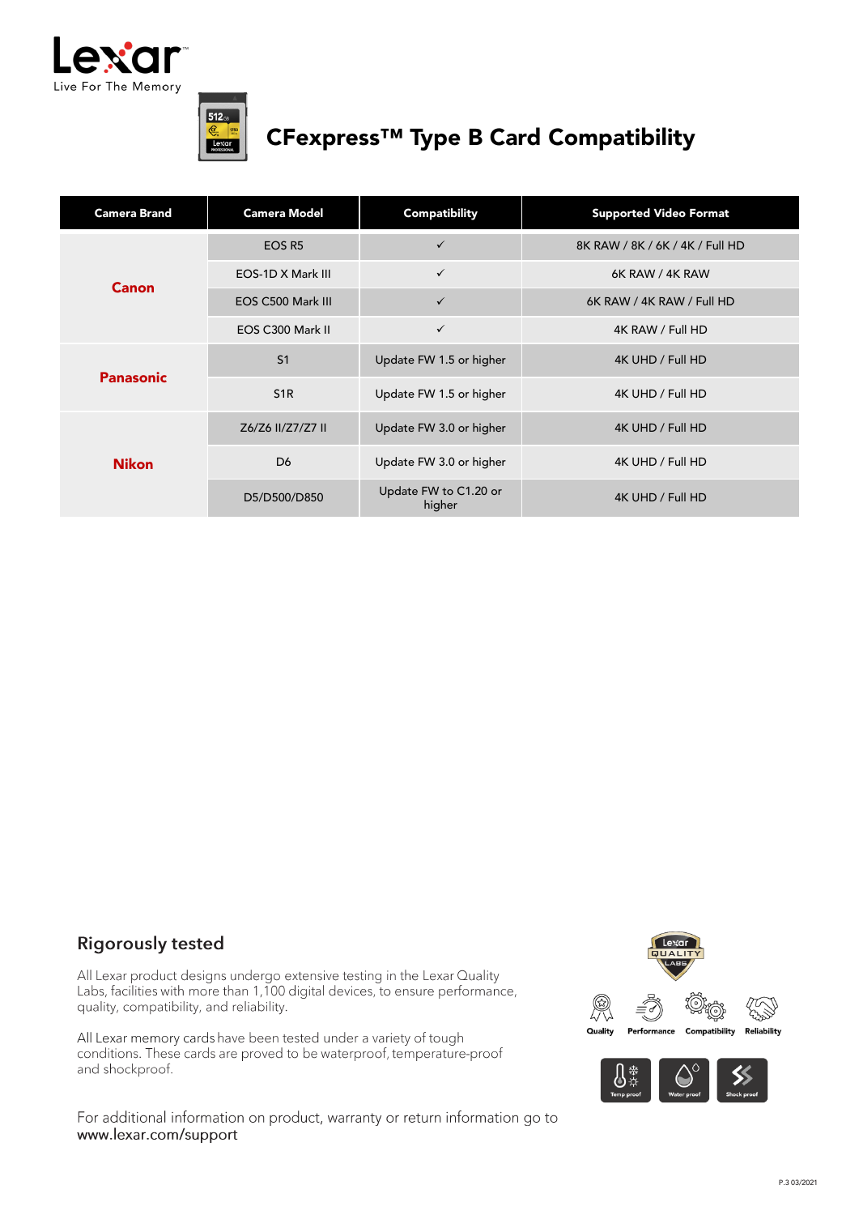# CFexpress™ Type B Card Compatibility

| Camera Brand | Camera Model | Compatibility | Supported Video Format |
|---|---|---|---|
| Canon | EOS R5 | ✓ | 8K RAW / 8K / 6K / 4K / Full HD |
| | EOS-1D X Mark III | ✓ | 6K RAW / 4K RAW |
| | EOS C500 Mark III | ✓ | 6K RAW / 4K RAW / Full HD |
| | EOS C300 Mark II | ✓ | 4K RAW / Full HD |
| Panasonic | S1 | Update FW 1.5 or higher | 4K UHD / Full HD |
| | S1R | Update FW 1.5 or higher | 4K UHD / Full HD |
| Nikon | Z6/Z6 II/Z7/Z7 II | Update FW 3.0 or higher | 4K UHD / Full HD |
| | D6 | Update FW 3.0 or higher | 4K UHD / Full HD |
| | D5/D500/D850 | Update FW to C1.20 or higher | 4K UHD / Full HD |

## Rigorously tested

All Lexar product designs undergo extensive testing in the Lexar Quality Labs, facilities with more than 1,100 digital devices, to ensure performance, quality, compatibility, and reliability.

All Lexar memory cards have been tested under a variety of tough conditions. These cards are proved to be waterproof, temperature-proof and shockproof.

Lexar QUALITY LABS

Quality Performance Compatibility Reliability

Temp proof Water proof Shock proof

For additional information on product, warranty or return information go to www.lexar.com/support

P.3 03/2021